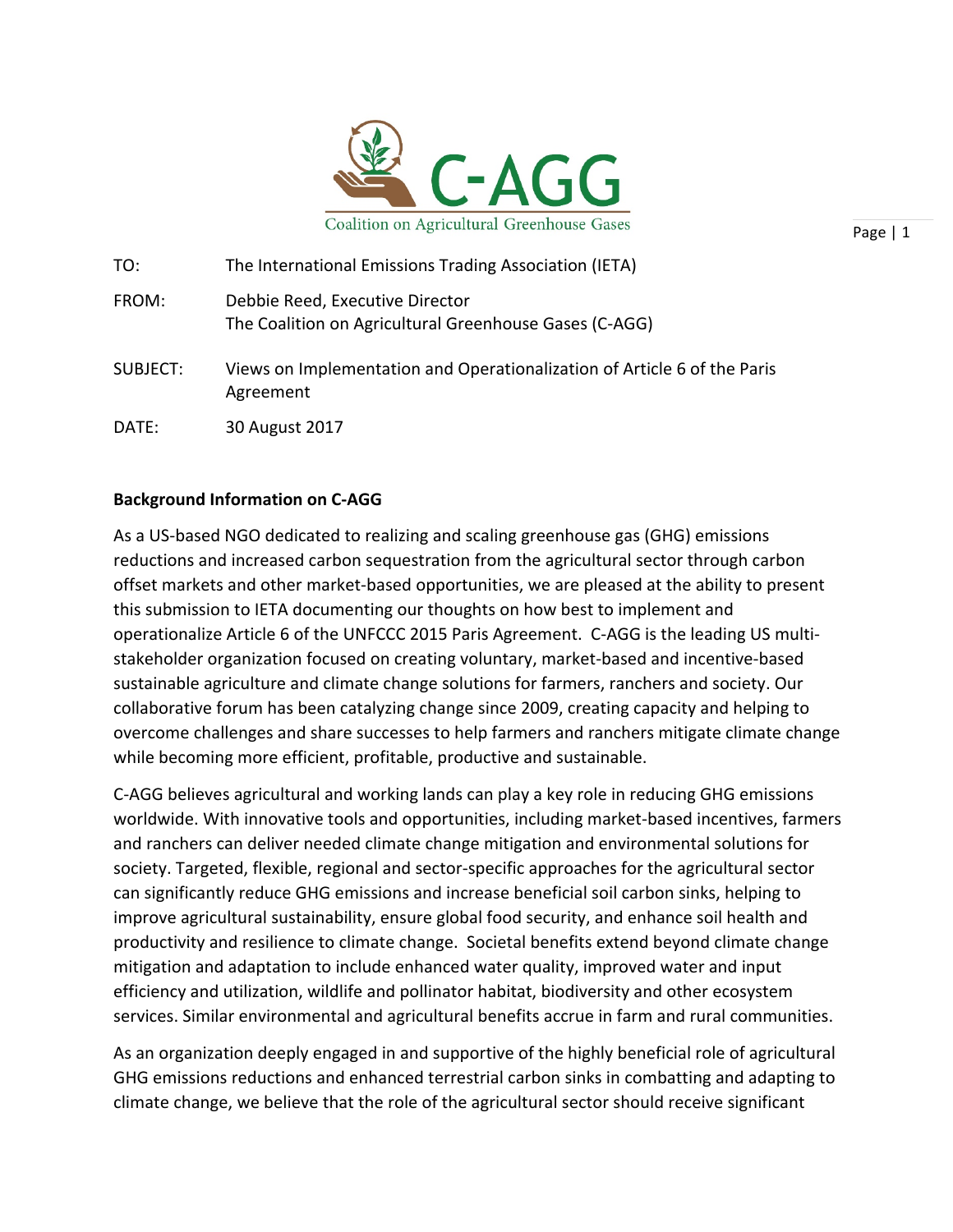C-AGG

Coalition on Agricultural Greenhouse Gases

| | |
|---|---|
| TO: | The International Emissions Trading Association (IETA) |
| FROM: | Debbie Reed, Executive Director<br>The Coalition on Agricultural Greenhouse Gases (C-AGG) |
| SUBJECT: | Views on Implementation and Operationalization of Article 6 of the Paris Agreement |
| DATE: | 30 August 2017 |

**Background Information on C-AGG**

As a US-based NGO dedicated to realizing and scaling greenhouse gas (GHG) emissions reductions and increased carbon sequestration from the agricultural sector through carbon offset markets and other market-based opportunities, we are pleased at the ability to present this submission to IETA documenting our thoughts on how best to implement and operationalize Article 6 of the UNFCCC 2015 Paris Agreement. C-AGG is the leading US multi-stakeholder organization focused on creating voluntary, market-based and incentive-based sustainable agriculture and climate change solutions for farmers, ranchers and society. Our collaborative forum has been catalyzing change since 2009, creating capacity and helping to overcome challenges and share successes to help farmers and ranchers mitigate climate change while becoming more efficient, profitable, productive and sustainable.

C-AGG believes agricultural and working lands can play a key role in reducing GHG emissions worldwide. With innovative tools and opportunities, including market-based incentives, farmers and ranchers can deliver needed climate change mitigation and environmental solutions for society. Targeted, flexible, regional and sector-specific approaches for the agricultural sector can significantly reduce GHG emissions and increase beneficial soil carbon sinks, helping to improve agricultural sustainability, ensure global food security, and enhance soil health and productivity and resilience to climate change. Societal benefits extend beyond climate change mitigation and adaptation to include enhanced water quality, improved water and input efficiency and utilization, wildlife and pollinator habitat, biodiversity and other ecosystem services. Similar environmental and agricultural benefits accrue in farm and rural communities.

As an organization deeply engaged in and supportive of the highly beneficial role of agricultural GHG emissions reductions and enhanced terrestrial carbon sinks in combatting and adapting to climate change, we believe that the role of the agricultural sector should receive significant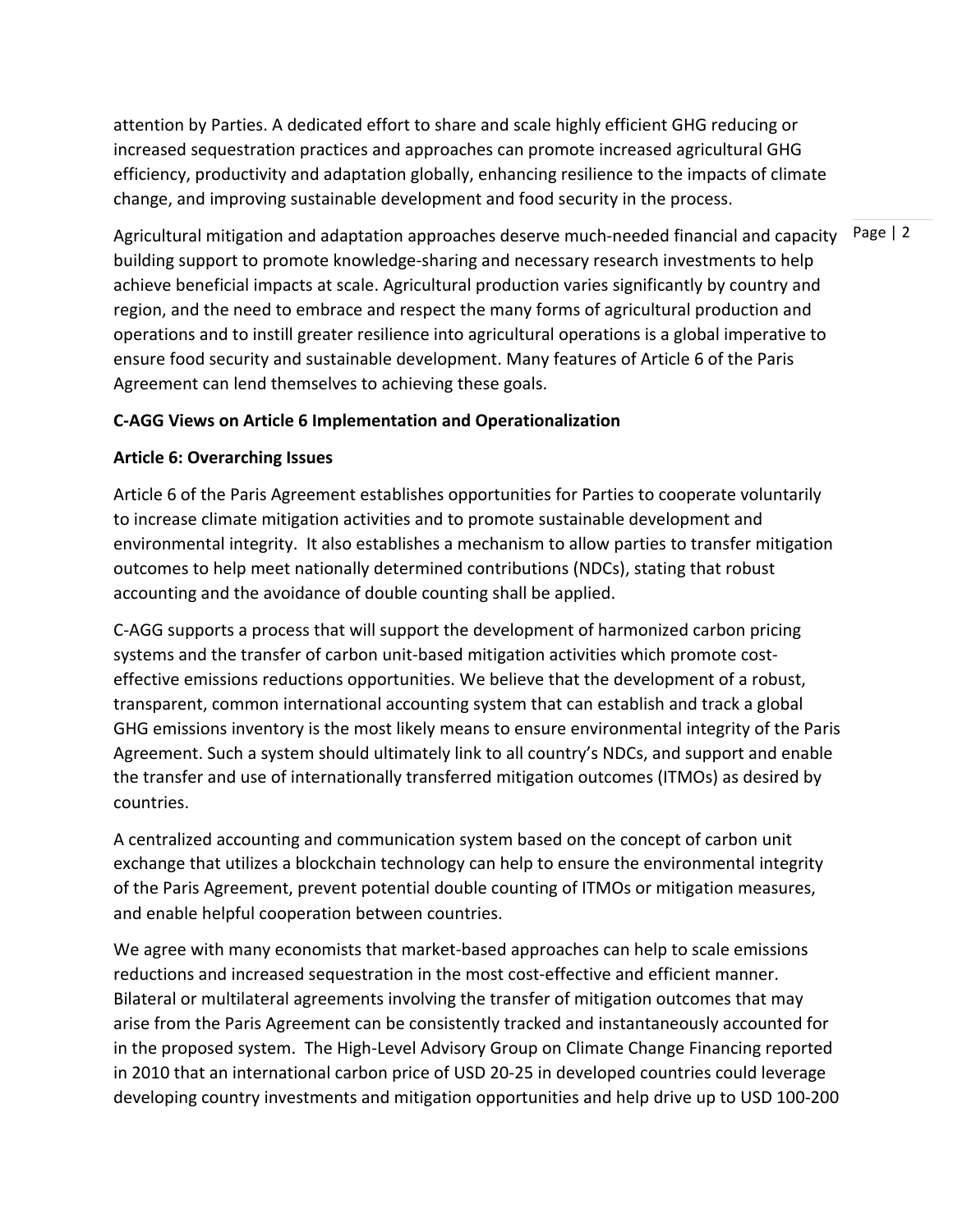attention by Parties. A dedicated effort to share and scale highly efficient GHG reducing or increased sequestration practices and approaches can promote increased agricultural GHG efficiency, productivity and adaptation globally, enhancing resilience to the impacts of climate change, and improving sustainable development and food security in the process.

Agricultural mitigation and adaptation approaches deserve much-needed financial and capacity building support to promote knowledge-sharing and necessary research investments to help achieve beneficial impacts at scale. Agricultural production varies significantly by country and region, and the need to embrace and respect the many forms of agricultural production and operations and to instill greater resilience into agricultural operations is a global imperative to ensure food security and sustainable development. Many features of Article 6 of the Paris Agreement can lend themselves to achieving these goals.

**C-AGG Views on Article 6 Implementation and Operationalization**

**Article 6: Overarching Issues**

Article 6 of the Paris Agreement establishes opportunities for Parties to cooperate voluntarily to increase climate mitigation activities and to promote sustainable development and environmental integrity. It also establishes a mechanism to allow parties to transfer mitigation outcomes to help meet nationally determined contributions (NDCs), stating that robust accounting and the avoidance of double counting shall be applied.

C-AGG supports a process that will support the development of harmonized carbon pricing systems and the transfer of carbon unit-based mitigation activities which promote cost-effective emissions reductions opportunities. We believe that the development of a robust, transparent, common international accounting system that can establish and track a global GHG emissions inventory is the most likely means to ensure environmental integrity of the Paris Agreement. Such a system should ultimately link to all country's NDCs, and support and enable the transfer and use of internationally transferred mitigation outcomes (ITMOs) as desired by countries.

A centralized accounting and communication system based on the concept of carbon unit exchange that utilizes a blockchain technology can help to ensure the environmental integrity of the Paris Agreement, prevent potential double counting of ITMOs or mitigation measures, and enable helpful cooperation between countries.

We agree with many economists that market-based approaches can help to scale emissions reductions and increased sequestration in the most cost-effective and efficient manner. Bilateral or multilateral agreements involving the transfer of mitigation outcomes that may arise from the Paris Agreement can be consistently tracked and instantaneously accounted for in the proposed system. The High-Level Advisory Group on Climate Change Financing reported in 2010 that an international carbon price of USD 20-25 in developed countries could leverage developing country investments and mitigation opportunities and help drive up to USD 100-200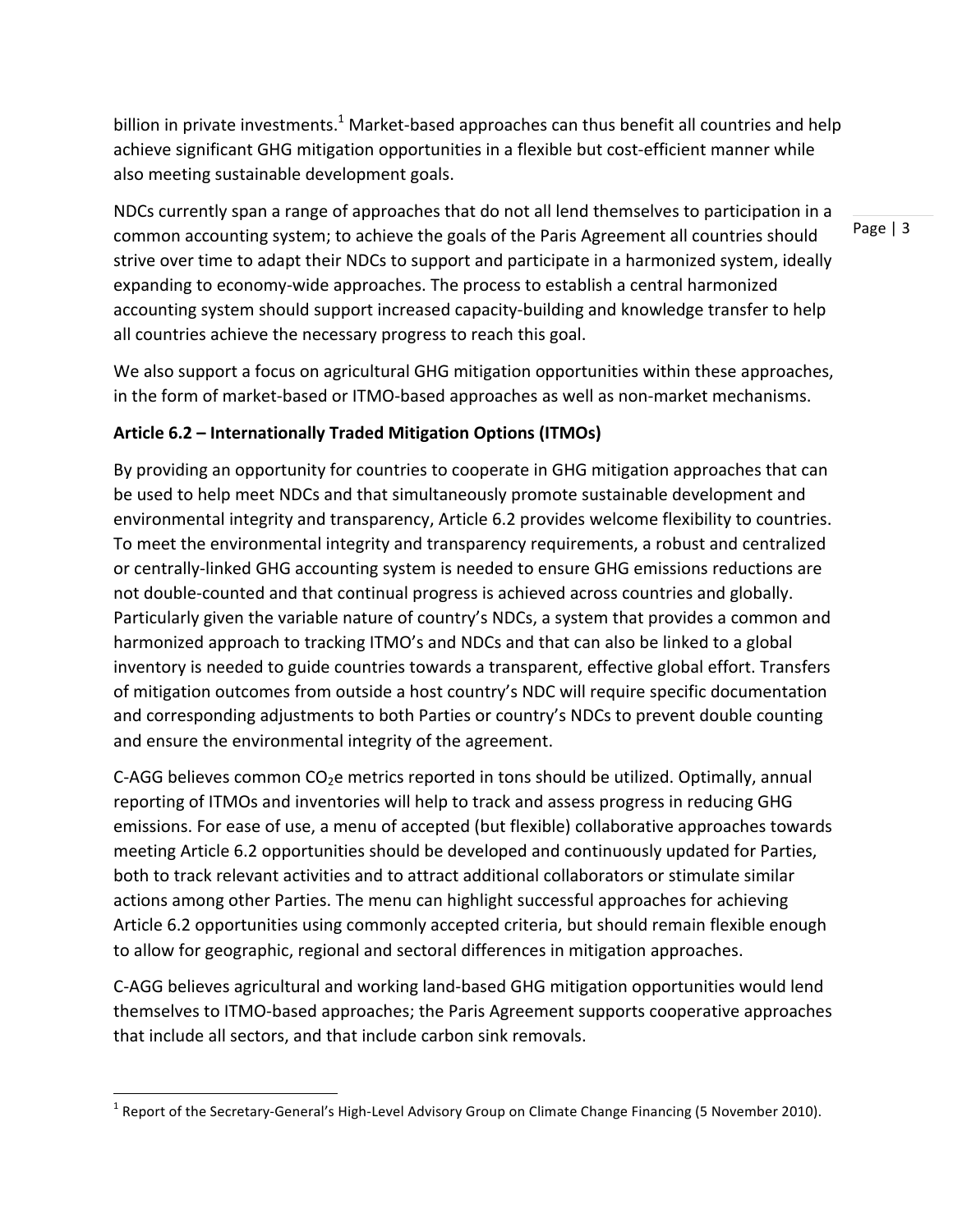billion in private investments.[1] Market-based approaches can thus benefit all countries and help achieve significant GHG mitigation opportunities in a flexible but cost-efficient manner while also meeting sustainable development goals.

NDCs currently span a range of approaches that do not all lend themselves to participation in a common accounting system; to achieve the goals of the Paris Agreement all countries should strive over time to adapt their NDCs to support and participate in a harmonized system, ideally expanding to economy-wide approaches. The process to establish a central harmonized accounting system should support increased capacity-building and knowledge transfer to help all countries achieve the necessary progress to reach this goal.

We also support a focus on agricultural GHG mitigation opportunities within these approaches, in the form of market-based or ITMO-based approaches as well as non-market mechanisms.

**Article 6.2 – Internationally Traded Mitigation Options (ITMOs)**

By providing an opportunity for countries to cooperate in GHG mitigation approaches that can be used to help meet NDCs and that simultaneously promote sustainable development and environmental integrity and transparency, Article 6.2 provides welcome flexibility to countries. To meet the environmental integrity and transparency requirements, a robust and centralized or centrally-linked GHG accounting system is needed to ensure GHG emissions reductions are not double-counted and that continual progress is achieved across countries and globally. Particularly given the variable nature of country's NDCs, a system that provides a common and harmonized approach to tracking ITMO's and NDCs and that can also be linked to a global inventory is needed to guide countries towards a transparent, effective global effort. Transfers of mitigation outcomes from outside a host country's NDC will require specific documentation and corresponding adjustments to both Parties or country's NDCs to prevent double counting and ensure the environmental integrity of the agreement.

C-AGG believes common $CO_2e$ metrics reported in tons should be utilized. Optimally, annual reporting of ITMOs and inventories will help to track and assess progress in reducing GHG emissions. For ease of use, a menu of accepted (but flexible) collaborative approaches towards meeting Article 6.2 opportunities should be developed and continuously updated for Parties, both to track relevant activities and to attract additional collaborators or stimulate similar actions among other Parties. The menu can highlight successful approaches for achieving Article 6.2 opportunities using commonly accepted criteria, but should remain flexible enough to allow for geographic, regional and sectoral differences in mitigation approaches.

C-AGG believes agricultural and working land-based GHG mitigation opportunities would lend themselves to ITMO-based approaches; the Paris Agreement supports cooperative approaches that include all sectors, and that include carbon sink removals.

---

[1] Report of the Secretary-General's High-Level Advisory Group on Climate Change Financing (5 November 2010).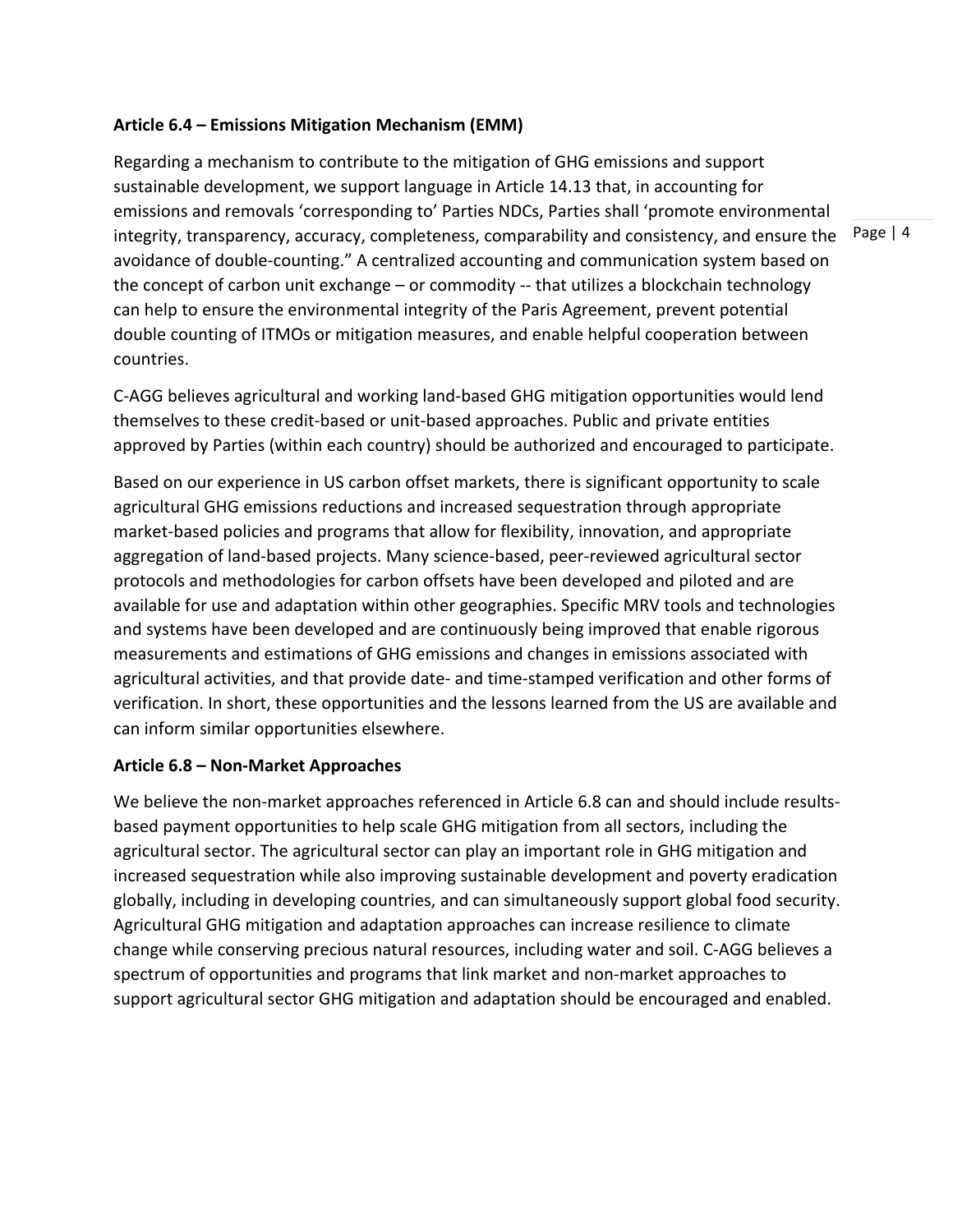**Article 6.4 – Emissions Mitigation Mechanism (EMM)**

Regarding a mechanism to contribute to the mitigation of GHG emissions and support sustainable development, we support language in Article 14.13 that, in accounting for emissions and removals 'corresponding to' Parties NDCs, Parties shall 'promote environmental integrity, transparency, accuracy, completeness, comparability and consistency, and ensure the avoidance of double-counting." A centralized accounting and communication system based on the concept of carbon unit exchange – or commodity -- that utilizes a blockchain technology can help to ensure the environmental integrity of the Paris Agreement, prevent potential double counting of ITMOs or mitigation measures, and enable helpful cooperation between countries.

C-AGG believes agricultural and working land-based GHG mitigation opportunities would lend themselves to these credit-based or unit-based approaches. Public and private entities approved by Parties (within each country) should be authorized and encouraged to participate.

Based on our experience in US carbon offset markets, there is significant opportunity to scale agricultural GHG emissions reductions and increased sequestration through appropriate market-based policies and programs that allow for flexibility, innovation, and appropriate aggregation of land-based projects. Many science-based, peer-reviewed agricultural sector protocols and methodologies for carbon offsets have been developed and piloted and are available for use and adaptation within other geographies. Specific MRV tools and technologies and systems have been developed and are continuously being improved that enable rigorous measurements and estimations of GHG emissions and changes in emissions associated with agricultural activities, and that provide date- and time-stamped verification and other forms of verification. In short, these opportunities and the lessons learned from the US are available and can inform similar opportunities elsewhere.

**Article 6.8 – Non-Market Approaches**

We believe the non-market approaches referenced in Article 6.8 can and should include results-based payment opportunities to help scale GHG mitigation from all sectors, including the agricultural sector. The agricultural sector can play an important role in GHG mitigation and increased sequestration while also improving sustainable development and poverty eradication globally, including in developing countries, and can simultaneously support global food security. Agricultural GHG mitigation and adaptation approaches can increase resilience to climate change while conserving precious natural resources, including water and soil. C-AGG believes a spectrum of opportunities and programs that link market and non-market approaches to support agricultural sector GHG mitigation and adaptation should be encouraged and enabled.